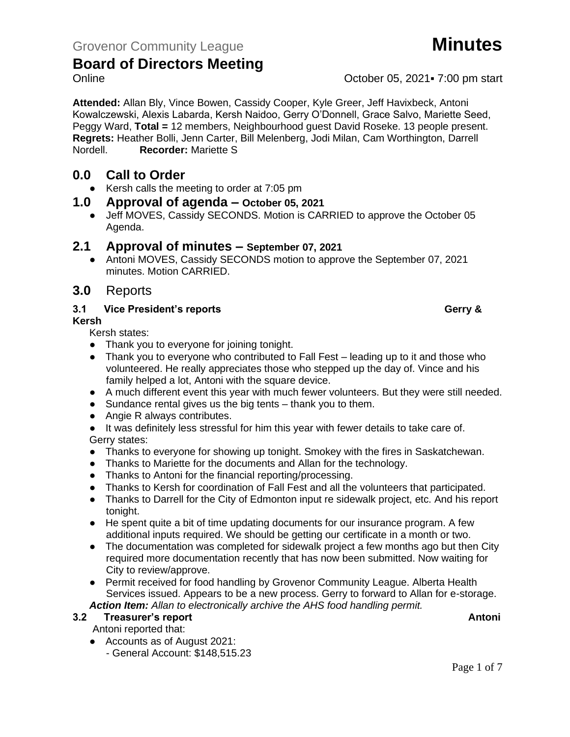Grovenor Community League **Minutes**

# Board of Directors Meeting

Online October 05, 2021▪ 7:00 pm start

**Attended:** Allan Bly, Vince Bowen, Cassidy Cooper, Kyle Greer, Jeff Havixbeck, Antoni Kowalczewski, Alexis Labarda, Kersh Naidoo, Gerry O'Donnell, Grace Salvo, Mariette Seed, Peggy Ward, **Total =** 12 members, Neighbourhood guest David Roseke. 13 people present.
**Regrets:** Heather Bolli, Jenn Carter, Bill Melenberg, Jodi Milan, Cam Worthington, Darrell Nordell. **Recorder:** Mariette S

## 0.0 Call to Order

- Kersh calls the meeting to order at 7:05 pm

## 1.0 Approval of agenda – October 05, 2021

- Jeff MOVES, Cassidy SECONDS. Motion is CARRIED to approve the October 05 Agenda.

## 2.1 Approval of minutes – September 07, 2021

- Antoni MOVES, Cassidy SECONDS motion to approve the September 07, 2021 minutes. Motion CARRIED.

## 3.0 Reports

### 3.1 Vice President's reports — Gerry & Kersh

Kersh states:

- Thank you to everyone for joining tonight.
- Thank you to everyone who contributed to Fall Fest – leading up to it and those who volunteered. He really appreciates those who stepped up the day of. Vince and his family helped a lot, Antoni with the square device.
- A much different event this year with much fewer volunteers. But they were still needed.
- Sundance rental gives us the big tents – thank you to them.
- Angie R always contributes.
- It was definitely less stressful for him this year with fewer details to take care of.

Gerry states:

- Thanks to everyone for showing up tonight. Smokey with the fires in Saskatchewan.
- Thanks to Mariette for the documents and Allan for the technology.
- Thanks to Antoni for the financial reporting/processing.
- Thanks to Kersh for coordination of Fall Fest and all the volunteers that participated.
- Thanks to Darrell for the City of Edmonton input re sidewalk project, etc. And his report tonight.
- He spent quite a bit of time updating documents for our insurance program. A few additional inputs required. We should be getting our certificate in a month or two.
- The documentation was completed for sidewalk project a few months ago but then City required more documentation recently that has now been submitted. Now waiting for City to review/approve.
- Permit received for food handling by Grovenor Community League. Alberta Health Services issued. Appears to be a new process. Gerry to forward to Allan for e-storage.

***Action Item:*** *Allan to electronically archive the AHS food handling permit.*

### 3.2 Treasurer's report — Antoni

Antoni reported that:

- Accounts as of August 2021:
  - General Account: $148,515.23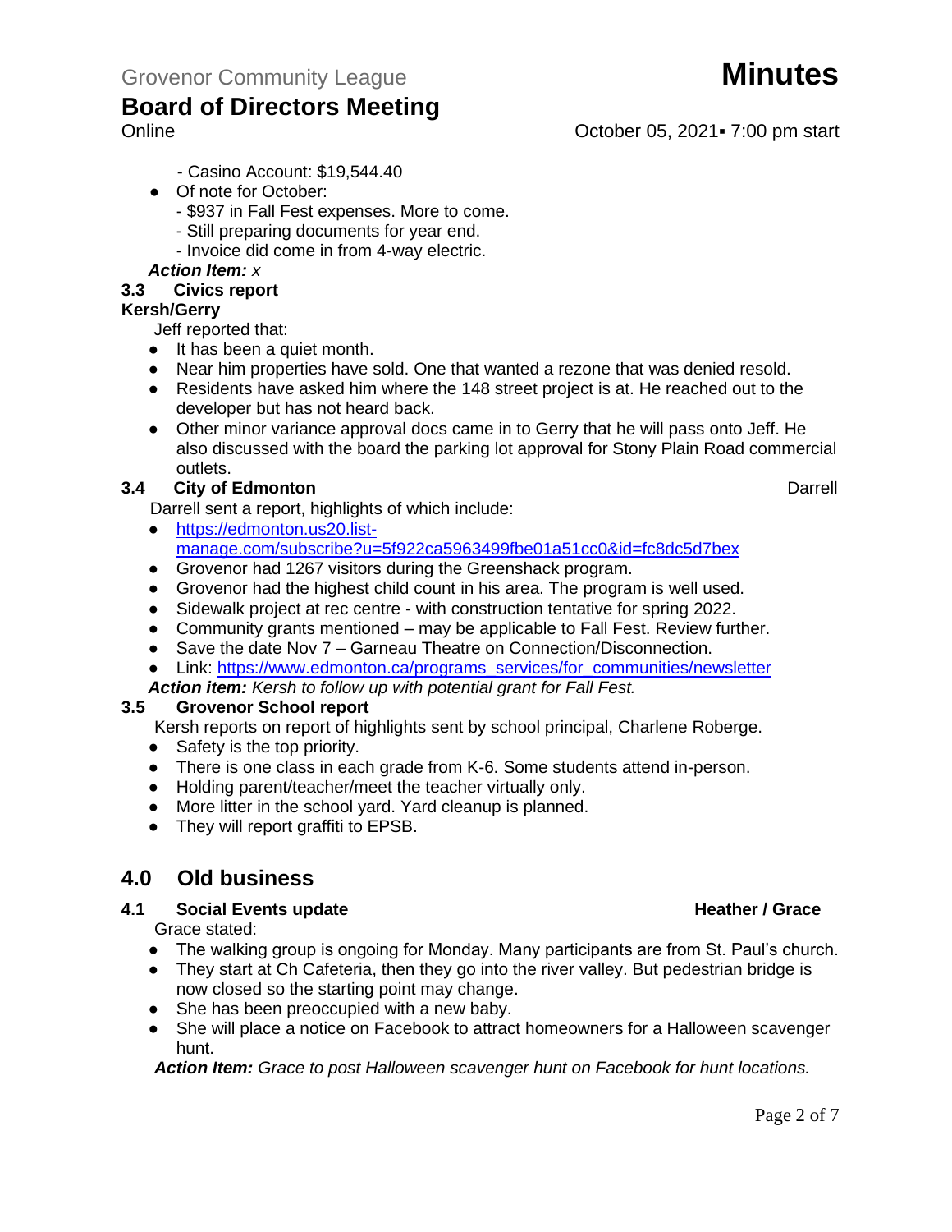- Casino Account: $19,544.40
- Of note for October:
  - $937 in Fall Fest expenses. More to come.
  - Still preparing documents for year end.
  - Invoice did come in from 4-way electric.

***Action Item:*** *x*

### 3.3 Civics report

**Kersh/Gerry**

Jeff reported that:

- It has been a quiet month.
- Near him properties have sold. One that wanted a rezone that was denied resold.
- Residents have asked him where the 148 street project is at. He reached out to the developer but has not heard back.
- Other minor variance approval docs came in to Gerry that he will pass onto Jeff. He also discussed with the board the parking lot approval for Stony Plain Road commercial outlets.

### 3.4 City of Edmonton — Darrell

Darrell sent a report, highlights of which include:

- [https://edmonton.us20.list-manage.com/subscribe?u=5f922ca5963499fbe01a51cc0&id=fc8dc5d7bex](https://edmonton.us20.list-manage.com/subscribe?u=5f922ca5963499fbe01a51cc0&id=fc8dc5d7bex)
- Grovenor had 1267 visitors during the Greenshack program.
- Grovenor had the highest child count in his area. The program is well used.
- Sidewalk project at rec centre - with construction tentative for spring 2022.
- Community grants mentioned – may be applicable to Fall Fest. Review further.
- Save the date Nov 7 – Garneau Theatre on Connection/Disconnection.
- Link: [https://www.edmonton.ca/programs_services/for_communities/newsletter](https://www.edmonton.ca/programs_services/for_communities/newsletter)

***Action item:*** *Kersh to follow up with potential grant for Fall Fest.*

### 3.5 Grovenor School report

Kersh reports on report of highlights sent by school principal, Charlene Roberge.

- Safety is the top priority.
- There is one class in each grade from K-6. Some students attend in-person.
- Holding parent/teacher/meet the teacher virtually only.
- More litter in the school yard. Yard cleanup is planned.
- They will report graffiti to EPSB.

## 4.0 Old business

### 4.1 Social Events update — Heather / Grace

Grace stated:

- The walking group is ongoing for Monday. Many participants are from St. Paul's church.
- They start at Ch Cafeteria, then they go into the river valley. But pedestrian bridge is now closed so the starting point may change.
- She has been preoccupied with a new baby.
- She will place a notice on Facebook to attract homeowners for a Halloween scavenger hunt.

***Action Item:*** *Grace to post Halloween scavenger hunt on Facebook for hunt locations.*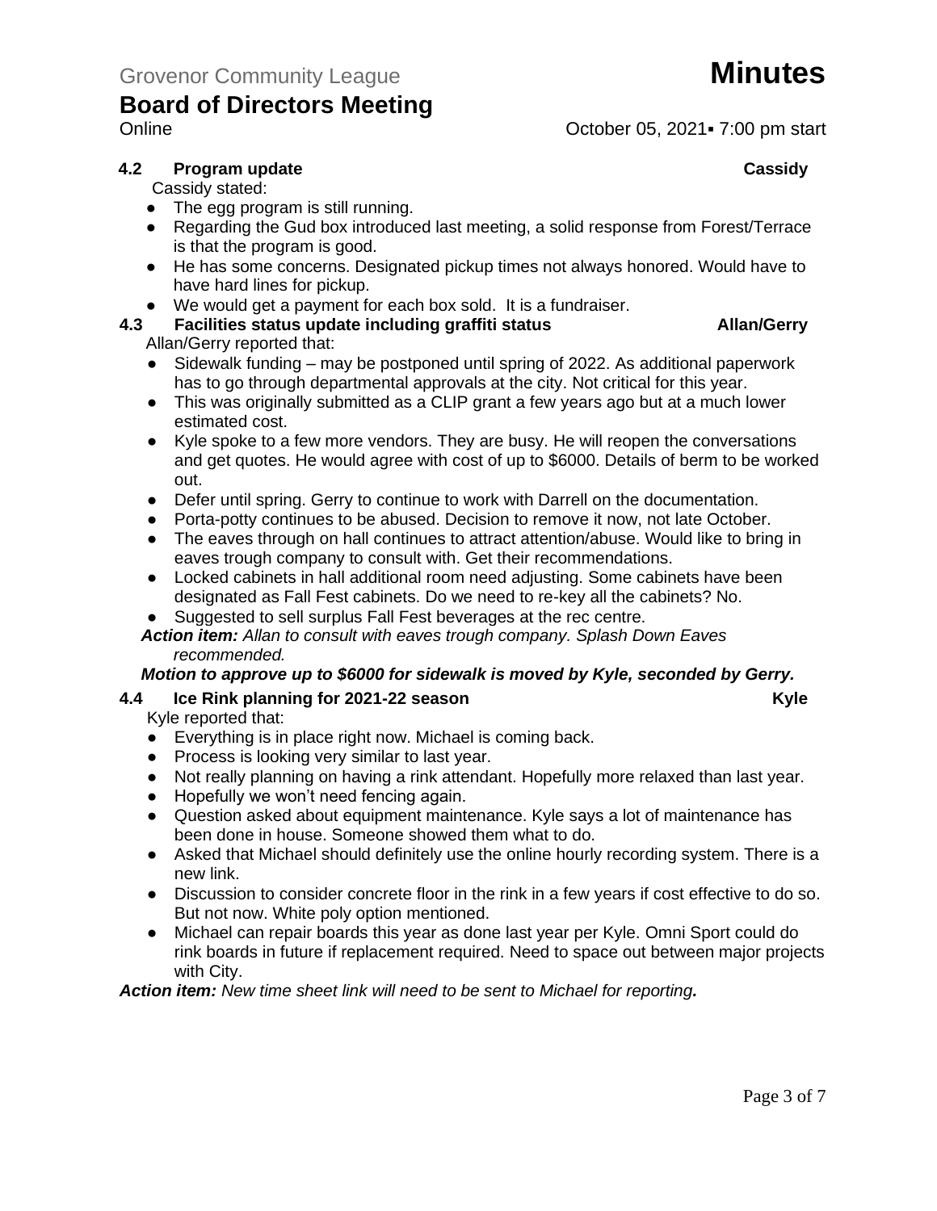### 4.2 Program update — Cassidy

Cassidy stated:

- The egg program is still running.
- Regarding the Gud box introduced last meeting, a solid response from Forest/Terrace is that the program is good.
- He has some concerns. Designated pickup times not always honored. Would have to have hard lines for pickup.
- We would get a payment for each box sold. It is a fundraiser.

### 4.3 Facilities status update including graffiti status — Allan/Gerry

Allan/Gerry reported that:

- Sidewalk funding – may be postponed until spring of 2022. As additional paperwork has to go through departmental approvals at the city. Not critical for this year.
- This was originally submitted as a CLIP grant a few years ago but at a much lower estimated cost.
- Kyle spoke to a few more vendors. They are busy. He will reopen the conversations and get quotes. He would agree with cost of up to $6000. Details of berm to be worked out.
- Defer until spring. Gerry to continue to work with Darrell on the documentation.
- Porta-potty continues to be abused. Decision to remove it now, not late October.
- The eaves through on hall continues to attract attention/abuse. Would like to bring in eaves trough company to consult with. Get their recommendations.
- Locked cabinets in hall additional room need adjusting. Some cabinets have been designated as Fall Fest cabinets. Do we need to re-key all the cabinets? No.
- Suggested to sell surplus Fall Fest beverages at the rec centre.

***Action item:*** *Allan to consult with eaves trough company. Splash Down Eaves recommended.*

***Motion to approve up to $6000 for sidewalk is moved by Kyle, seconded by Gerry.***

### 4.4 Ice Rink planning for 2021-22 season — Kyle

Kyle reported that:

- Everything is in place right now. Michael is coming back.
- Process is looking very similar to last year.
- Not really planning on having a rink attendant. Hopefully more relaxed than last year.
- Hopefully we won't need fencing again.
- Question asked about equipment maintenance. Kyle says a lot of maintenance has been done in house. Someone showed them what to do.
- Asked that Michael should definitely use the online hourly recording system. There is a new link.
- Discussion to consider concrete floor in the rink in a few years if cost effective to do so. But not now. White poly option mentioned.
- Michael can repair boards this year as done last year per Kyle. Omni Sport could do rink boards in future if replacement required. Need to space out between major projects with City.

***Action item:*** *New time sheet link will need to be sent to Michael for reporting.*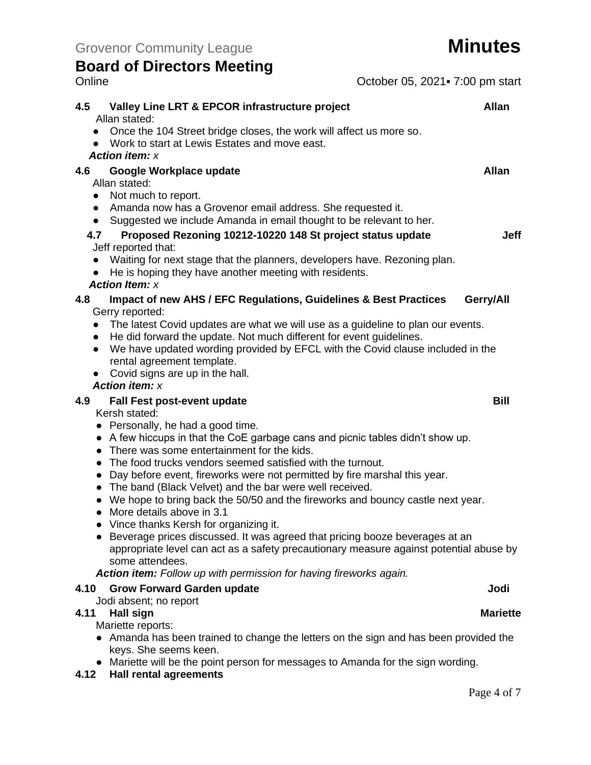### 4.5 Valley Line LRT & EPCOR infrastructure project — Allan

Allan stated:

- Once the 104 Street bridge closes, the work will affect us more so.
- Work to start at Lewis Estates and move east.

***Action item:*** *x*

### 4.6 Google Workplace update — Allan

Allan stated:

- Not much to report.
- Amanda now has a Grovenor email address. She requested it.
- Suggested we include Amanda in email thought to be relevant to her.

### 4.7 Proposed Rezoning 10212-10220 148 St project status update — Jeff

Jeff reported that:

- Waiting for next stage that the planners, developers have. Rezoning plan.
- He is hoping they have another meeting with residents.

***Action Item:*** *x*

### 4.8 Impact of new AHS / EFC Regulations, Guidelines & Best Practices — Gerry/All

Gerry reported:

- The latest Covid updates are what we will use as a guideline to plan our events.
- He did forward the update. Not much different for event guidelines.
- We have updated wording provided by EFCL with the Covid clause included in the rental agreement template.
- Covid signs are up in the hall.

***Action item:*** *x*

### 4.9 Fall Fest post-event update — Bill

Kersh stated:

- Personally, he had a good time.
- A few hiccups in that the CoE garbage cans and picnic tables didn't show up.
- There was some entertainment for the kids.
- The food trucks vendors seemed satisfied with the turnout.
- Day before event, fireworks were not permitted by fire marshal this year.
- The band (Black Velvet) and the bar were well received.
- We hope to bring back the 50/50 and the fireworks and bouncy castle next year.
- More details above in 3.1
- Vince thanks Kersh for organizing it.
- Beverage prices discussed. It was agreed that pricing booze beverages at an appropriate level can act as a safety precautionary measure against potential abuse by some attendees.

***Action item:*** *Follow up with permission for having fireworks again.*

### 4.10 Grow Forward Garden update — Jodi

Jodi absent; no report

### 4.11 Hall sign — Mariette

Mariette reports:

- Amanda has been trained to change the letters on the sign and has been provided the keys. She seems keen.
- Mariette will be the point person for messages to Amanda for the sign wording.

### 4.12 Hall rental agreements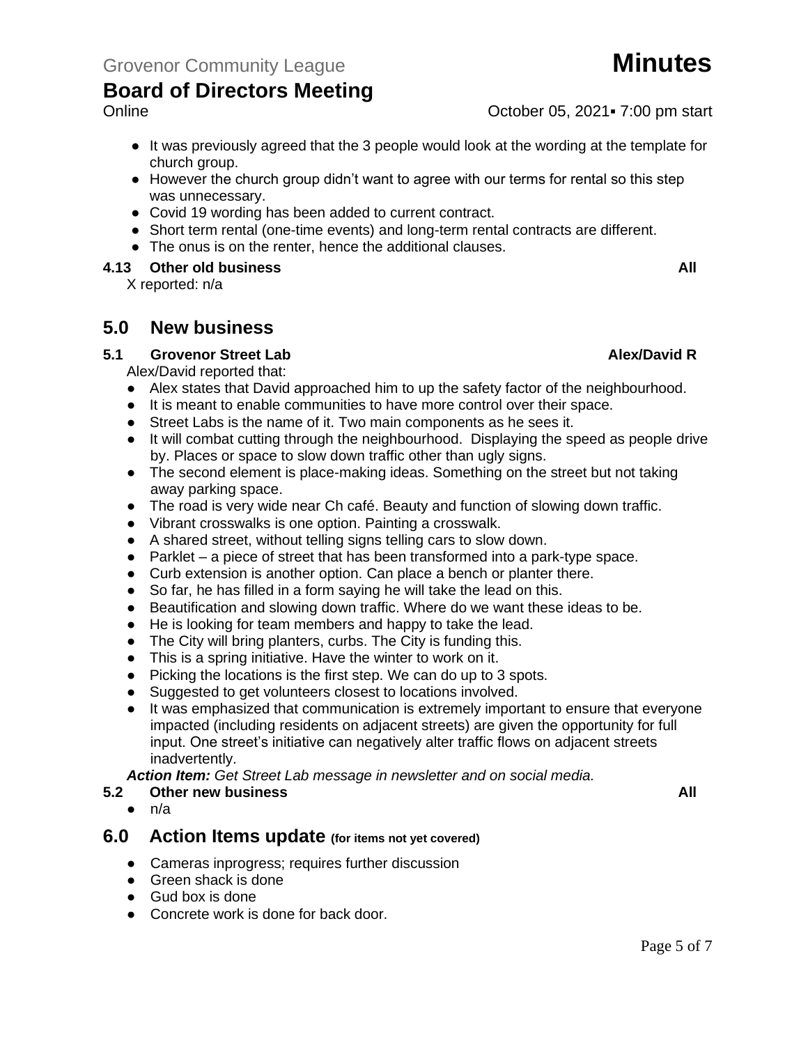- It was previously agreed that the 3 people would look at the wording at the template for church group.
- However the church group didn't want to agree with our terms for rental so this step was unnecessary.
- Covid 19 wording has been added to current contract.
- Short term rental (one-time events) and long-term rental contracts are different.
- The onus is on the renter, hence the additional clauses.

**4.13 Other old business** **All**

X reported: n/a

## 5.0 New business

**5.1 Grovenor Street Lab** **Alex/David R**

Alex/David reported that:

- Alex states that David approached him to up the safety factor of the neighbourhood.
- It is meant to enable communities to have more control over their space.
- Street Labs is the name of it. Two main components as he sees it.
- It will combat cutting through the neighbourhood. Displaying the speed as people drive by. Places or space to slow down traffic other than ugly signs.
- The second element is place-making ideas. Something on the street but not taking away parking space.
- The road is very wide near Ch café. Beauty and function of slowing down traffic.
- Vibrant crosswalks is one option. Painting a crosswalk.
- A shared street, without telling signs telling cars to slow down.
- Parklet – a piece of street that has been transformed into a park-type space.
- Curb extension is another option. Can place a bench or planter there.
- So far, he has filled in a form saying he will take the lead on this.
- Beautification and slowing down traffic. Where do we want these ideas to be.
- He is looking for team members and happy to take the lead.
- The City will bring planters, curbs. The City is funding this.
- This is a spring initiative. Have the winter to work on it.
- Picking the locations is the first step. We can do up to 3 spots.
- Suggested to get volunteers closest to locations involved.
- It was emphasized that communication is extremely important to ensure that everyone impacted (including residents on adjacent streets) are given the opportunity for full input. One street's initiative can negatively alter traffic flows on adjacent streets inadvertently.

***Action Item:*** *Get Street Lab message in newsletter and on social media.*

**5.2 Other new business** **All**

- n/a

## 6.0 Action Items update (for items not yet covered)

- Cameras inprogress; requires further discussion
- Green shack is done
- Gud box is done
- Concrete work is done for back door.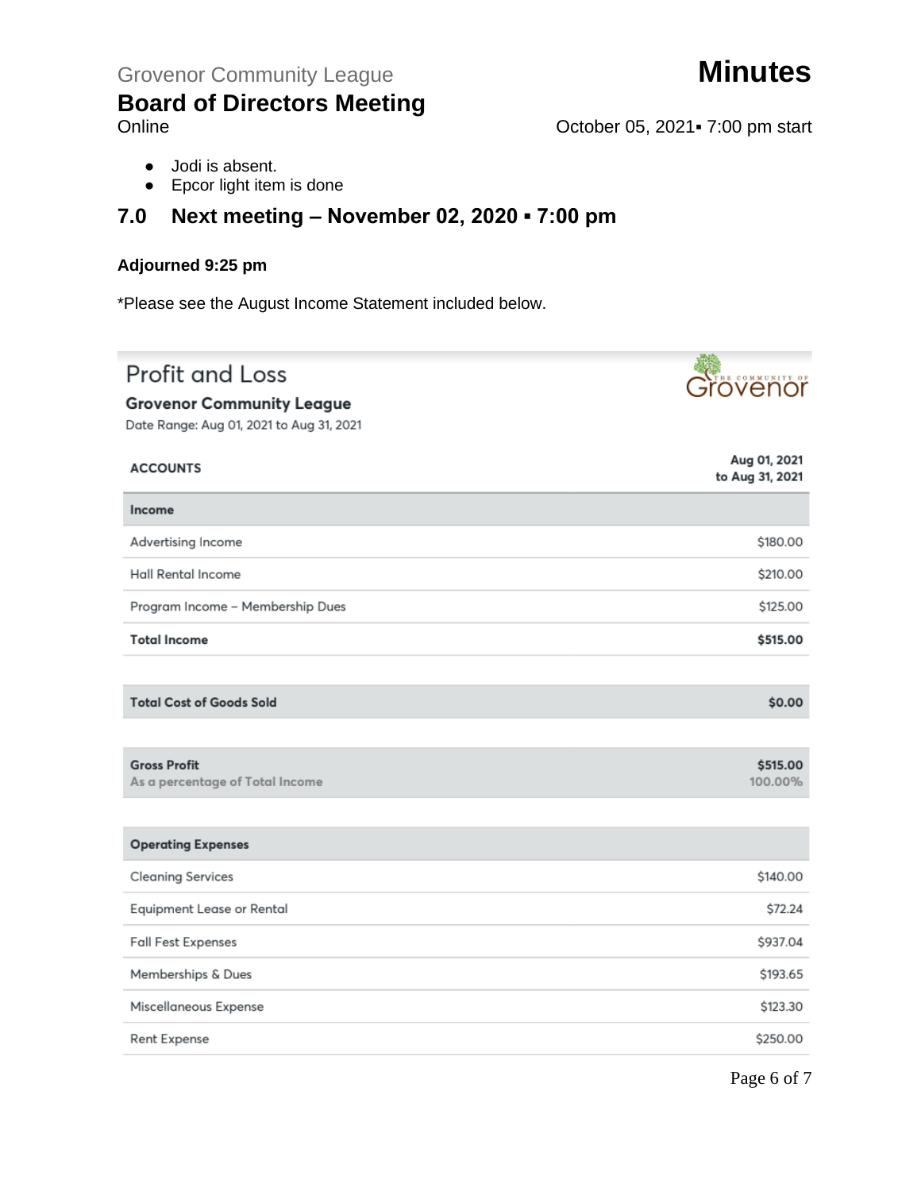- Jodi is absent.
- Epcor light item is done

## 7.0 Next meeting – November 02, 2020 ▪ 7:00 pm

**Adjourned 9:25 pm**

*Please see the August Income Statement included below.

## Profit and Loss

**Grovenor Community League**

Date Range: Aug 01, 2021 to Aug 31, 2021

| ACCOUNTS | Aug 01, 2021 to Aug 31, 2021 |
|---|---|
| **Income** | |
| Advertising Income | $180.00 |
| Hall Rental Income | $210.00 |
| Program Income – Membership Dues | $125.00 |
| **Total Income** | **$515.00** |
| **Total Cost of Goods Sold** | **$0.00** |
| **Gross Profit** | **$515.00** |
| As a percentage of Total Income | 100.00% |
| **Operating Expenses** | |
| Cleaning Services | $140.00 |
| Equipment Lease or Rental | $72.24 |
| Fall Fest Expenses | $937.04 |
| Memberships & Dues | $193.65 |
| Miscellaneous Expense | $123.30 |
| Rent Expense | $250.00 |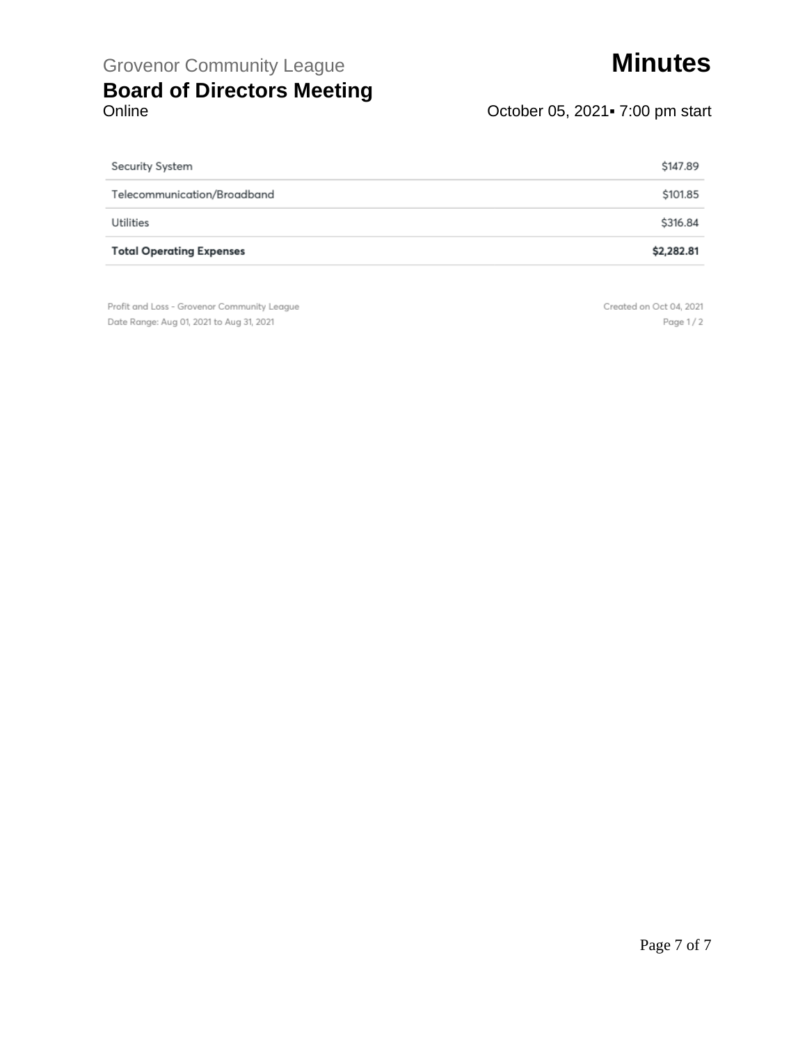| | |
|---|---|
| Security System | $147.89 |
| Telecommunication/Broadband | $101.85 |
| Utilities | $316.84 |
| **Total Operating Expenses** | **$2,282.81** |

Profit and Loss - Grovenor Community League
Date Range: Aug 01, 2021 to Aug 31, 2021

Created on Oct 04, 2021
Page 1 / 2